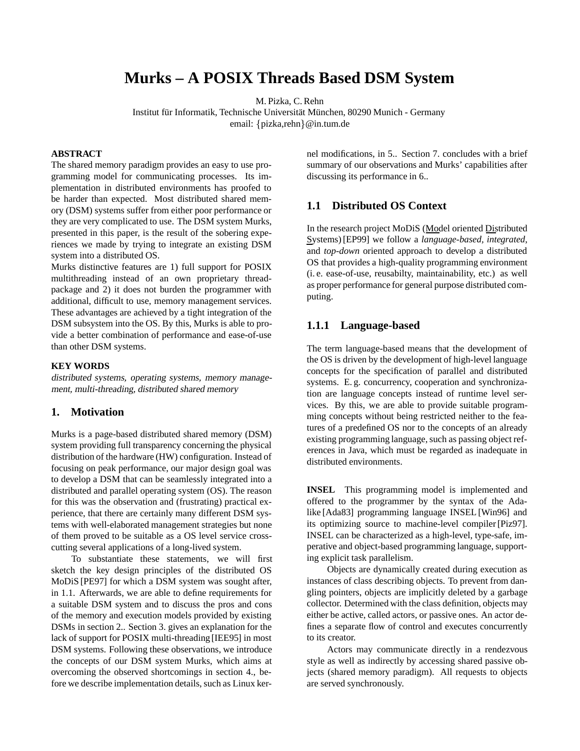# Murks – A POSIX Threads Based DSM System

M. Pizka, C. Rehn
Institut für Informatik, Technische Universität München, 80290 Munich - Germany
email: {pizka,rehn}@in.tum.de

**ABSTRACT**

The shared memory paradigm provides an easy to use programming model for communicating processes. Its implementation in distributed environments has proofed to be harder than expected. Most distributed shared memory (DSM) systems suffer from either poor performance or they are very complicated to use. The DSM system Murks, presented in this paper, is the result of the sobering experiences we made by trying to integrate an existing DSM system into a distributed OS.

Murks distinctive features are 1) full support for POSIX multithreading instead of an own proprietary thread-package and 2) it does not burden the programmer with additional, difficult to use, memory management services. These advantages are achieved by a tight integration of the DSM subsystem into the OS. By this, Murks is able to provide a better combination of performance and ease-of-use than other DSM systems.

**KEY WORDS**

*distributed systems, operating systems, memory management, multi-threading, distributed shared memory*

## 1. Motivation

Murks is a page-based distributed shared memory (DSM) system providing full transparency concerning the physical distribution of the hardware (HW) configuration. Instead of focusing on peak performance, our major design goal was to develop a DSM that can be seamlessly integrated into a distributed and parallel operating system (OS). The reason for this was the observation and (frustrating) practical experience, that there are certainly many different DSM systems with well-elaborated management strategies but none of them proved to be suitable as a OS level service crosscutting several applications of a long-lived system.

To substantiate these statements, we will first sketch the key design principles of the distributed OS MoDiS [PE97] for which a DSM system was sought after, in 1.1. Afterwards, we are able to define requirements for a suitable DSM system and to discuss the pros and cons of the memory and execution models provided by existing DSMs in section 2.. Section 3. gives an explanation for the lack of support for POSIX multi-threading [IEE95] in most DSM systems. Following these observations, we introduce the concepts of our DSM system Murks, which aims at overcoming the observed shortcomings in section 4., before we describe implementation details, such as Linux kernel modifications, in 5.. Section 7. concludes with a brief summary of our observations and Murks' capabilities after discussing its performance in 6..

### 1.1 Distributed OS Context

In the research project MoDiS (Model oriented Distributed Systems) [EP99] we follow a *language-based*, *integrated*, and *top-down* oriented approach to develop a distributed OS that provides a high-quality programming environment (i. e. ease-of-use, reusabilty, maintainability, etc.) as well as proper performance for general purpose distributed computing.

#### 1.1.1 Language-based

The term language-based means that the development of the OS is driven by the development of high-level language concepts for the specification of parallel and distributed systems. E. g. concurrency, cooperation and synchronization are language concepts instead of runtime level services. By this, we are able to provide suitable programming concepts without being restricted neither to the features of a predefined OS nor to the concepts of an already existing programming language, such as passing object references in Java, which must be regarded as inadequate in distributed environments.

**INSEL** This programming model is implemented and offered to the programmer by the syntax of the Ada-like [Ada83] programming language INSEL [Win96] and its optimizing source to machine-level compiler [Piz97]. INSEL can be characterized as a high-level, type-safe, imperative and object-based programming language, supporting explicit task parallelism.

Objects are dynamically created during execution as instances of class describing objects. To prevent from dangling pointers, objects are implicitly deleted by a garbage collector. Determined with the class definition, objects may either be active, called actors, or passive ones. An actor defines a separate flow of control and executes concurrently to its creator.

Actors may communicate directly in a rendezvous style as well as indirectly by accessing shared passive objects (shared memory paradigm). All requests to objects are served synchronously.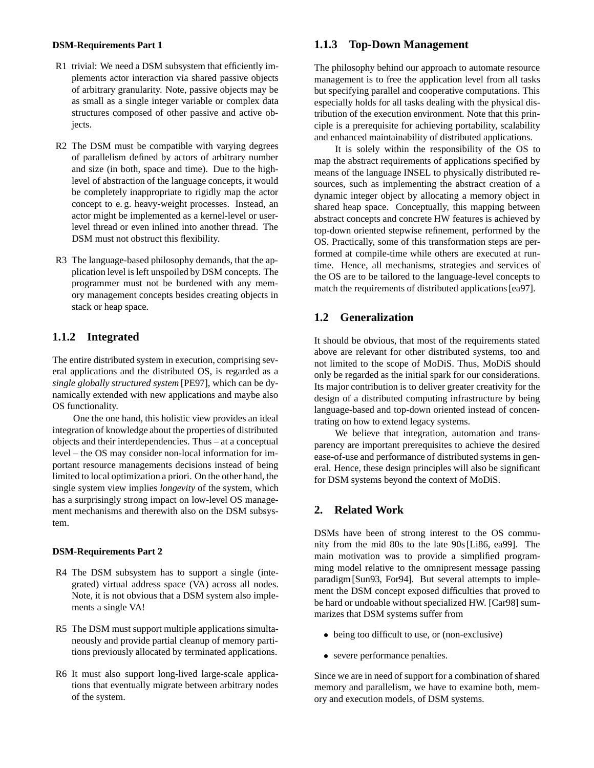**DSM-Requirements Part 1**

- R1 trivial: We need a DSM subsystem that efficiently implements actor interaction via shared passive objects of arbitrary granularity. Note, passive objects may be as small as a single integer variable or complex data structures composed of other passive and active objects.

- R2 The DSM must be compatible with varying degrees of parallelism defined by actors of arbitrary number and size (in both, space and time). Due to the high-level of abstraction of the language concepts, it would be completely inappropriate to rigidly map the actor concept to e. g. heavy-weight processes. Instead, an actor might be implemented as a kernel-level or user-level thread or even inlined into another thread. The DSM must not obstruct this flexibility.

- R3 The language-based philosophy demands, that the application level is left unspoiled by DSM concepts. The programmer must not be burdened with any memory management concepts besides creating objects in stack or heap space.

### 1.1.2 Integrated

The entire distributed system in execution, comprising several applications and the distributed OS, is regarded as a *single globally structured system* [PE97], which can be dynamically extended with new applications and maybe also OS functionality.

One the one hand, this holistic view provides an ideal integration of knowledge about the properties of distributed objects and their interdependencies. Thus – at a conceptual level – the OS may consider non-local information for important resource managements decisions instead of being limited to local optimization a priori. On the other hand, the single system view implies *longevity* of the system, which has a surprisingly strong impact on low-level OS management mechanisms and therewith also on the DSM subsystem.

**DSM-Requirements Part 2**

- R4 The DSM subsystem has to support a single (integrated) virtual address space (VA) across all nodes. Note, it is not obvious that a DSM system also implements a single VA!

- R5 The DSM must support multiple applications simultaneously and provide partial cleanup of memory partitions previously allocated by terminated applications.

- R6 It must also support long-lived large-scale applications that eventually migrate between arbitrary nodes of the system.

### 1.1.3 Top-Down Management

The philosophy behind our approach to automate resource management is to free the application level from all tasks but specifying parallel and cooperative computations. This especially holds for all tasks dealing with the physical distribution of the execution environment. Note that this principle is a prerequisite for achieving portability, scalability and enhanced maintainability of distributed applications.

It is solely within the responsibility of the OS to map the abstract requirements of applications specified by means of the language INSEL to physically distributed resources, such as implementing the abstract creation of a dynamic integer object by allocating a memory object in shared heap space. Conceptually, this mapping between abstract concepts and concrete HW features is achieved by top-down oriented stepwise refinement, performed by the OS. Practically, some of this transformation steps are performed at compile-time while others are executed at run-time. Hence, all mechanisms, strategies and services of the OS are to be tailored to the language-level concepts to match the requirements of distributed applications [ea97].

## 1.2 Generalization

It should be obvious, that most of the requirements stated above are relevant for other distributed systems, too and not limited to the scope of MoDiS. Thus, MoDiS should only be regarded as the initial spark for our considerations. Its major contribution is to deliver greater creativity for the design of a distributed computing infrastructure by being language-based and top-down oriented instead of concentrating on how to extend legacy systems.

We believe that integration, automation and transparency are important prerequisites to achieve the desired ease-of-use and performance of distributed systems in general. Hence, these design principles will also be significant for DSM systems beyond the context of MoDiS.

## 2. Related Work

DSMs have been of strong interest to the OS community from the mid 80s to the late 90s [Li86, ea99]. The main motivation was to provide a simplified programming model relative to the omnipresent message passing paradigm [Sun93, For94]. But several attempts to implement the DSM concept exposed difficulties that proved to be hard or undoable without specialized HW. [Car98] summarizes that DSM systems suffer from

- being too difficult to use, or (non-exclusive)
- severe performance penalties.

Since we are in need of support for a combination of shared memory and parallelism, we have to examine both, memory and execution models, of DSM systems.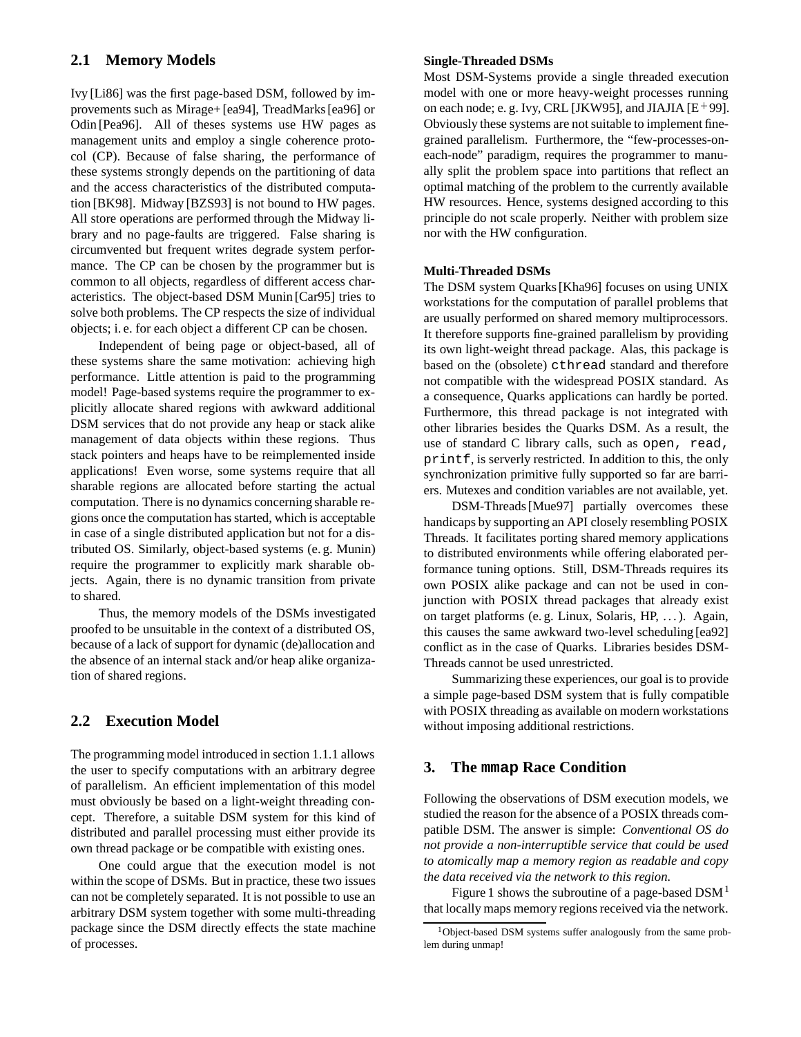## 2.1 Memory Models

Ivy [Li86] was the first page-based DSM, followed by improvements such as Mirage+ [ea94], TreadMarks [ea96] or Odin [Pea96]. All of theses systems use HW pages as management units and employ a single coherence protocol (CP). Because of false sharing, the performance of these systems strongly depends on the partitioning of data and the access characteristics of the distributed computation [BK98]. Midway [BZS93] is not bound to HW pages. All store operations are performed through the Midway library and no page-faults are triggered. False sharing is circumvented but frequent writes degrade system performance. The CP can be chosen by the programmer but is common to all objects, regardless of different access characteristics. The object-based DSM Munin [Car95] tries to solve both problems. The CP respects the size of individual objects; i. e. for each object a different CP can be chosen.

Independent of being page or object-based, all of these systems share the same motivation: achieving high performance. Little attention is paid to the programming model! Page-based systems require the programmer to explicitly allocate shared regions with awkward additional DSM services that do not provide any heap or stack alike management of data objects within these regions. Thus stack pointers and heaps have to be reimplemented inside applications! Even worse, some systems require that all sharable regions are allocated before starting the actual computation. There is no dynamics concerning sharable regions once the computation has started, which is acceptable in case of a single distributed application but not for a distributed OS. Similarly, object-based systems (e. g. Munin) require the programmer to explicitly mark sharable objects. Again, there is no dynamic transition from private to shared.

Thus, the memory models of the DSMs investigated proofed to be unsuitable in the context of a distributed OS, because of a lack of support for dynamic (de)allocation and the absence of an internal stack and/or heap alike organization of shared regions.

## 2.2 Execution Model

The programming model introduced in section 1.1.1 allows the user to specify computations with an arbitrary degree of parallelism. An efficient implementation of this model must obviously be based on a light-weight threading concept. Therefore, a suitable DSM system for this kind of distributed and parallel processing must either provide its own thread package or be compatible with existing ones.

One could argue that the execution model is not within the scope of DSMs. But in practice, these two issues can not be completely separated. It is not possible to use an arbitrary DSM system together with some multi-threading package since the DSM directly effects the state machine of processes.

**Single-Threaded DSMs**

Most DSM-Systems provide a single threaded execution model with one or more heavy-weight processes running on each node; e. g. Ivy, CRL [JKW95], and JIAJIA [E+99]. Obviously these systems are not suitable to implement fine-grained parallelism. Furthermore, the "few-processes-on-each-node" paradigm, requires the programmer to manually split the problem space into partitions that reflect an optimal matching of the problem to the currently available HW resources. Hence, systems designed according to this principle do not scale properly. Neither with problem size nor with the HW configuration.

**Multi-Threaded DSMs**

The DSM system Quarks [Kha96] focuses on using UNIX workstations for the computation of parallel problems that are usually performed on shared memory multiprocessors. It therefore supports fine-grained parallelism by providing its own light-weight thread package. Alas, this package is based on the (obsolete) `cthread` standard and therefore not compatible with the widespread POSIX standard. As a consequence, Quarks applications can hardly be ported. Furthermore, this thread package is not integrated with other libraries besides the Quarks DSM. As a result, the use of standard C library calls, such as `open, read, printf`, is serverly restricted. In addition to this, the only synchronization primitive fully supported so far are barriers. Mutexes and condition variables are not available, yet.

DSM-Threads [Mue97] partially overcomes these handicaps by supporting an API closely resembling POSIX Threads. It facilitates porting shared memory applications to distributed environments while offering elaborated performance tuning options. Still, DSM-Threads requires its own POSIX alike package and can not be used in conjunction with POSIX thread packages that already exist on target platforms (e. g. Linux, Solaris, HP, ...). Again, this causes the same awkward two-level scheduling [ea92] conflict as in the case of Quarks. Libraries besides DSM-Threads cannot be used unrestricted.

Summarizing these experiences, our goal is to provide a simple page-based DSM system that is fully compatible with POSIX threading as available on modern workstations without imposing additional restrictions.

## 3. The `mmap` Race Condition

Following the observations of DSM execution models, we studied the reason for the absence of a POSIX threads compatible DSM. The answer is simple: *Conventional OS do not provide a non-interruptible service that could be used to atomically map a memory region as readable and copy the data received via the network to this region.*

Figure 1 shows the subroutine of a page-based DSM[1] that locally maps memory regions received via the network.

[1] Object-based DSM systems suffer analogously from the same problem during unmap!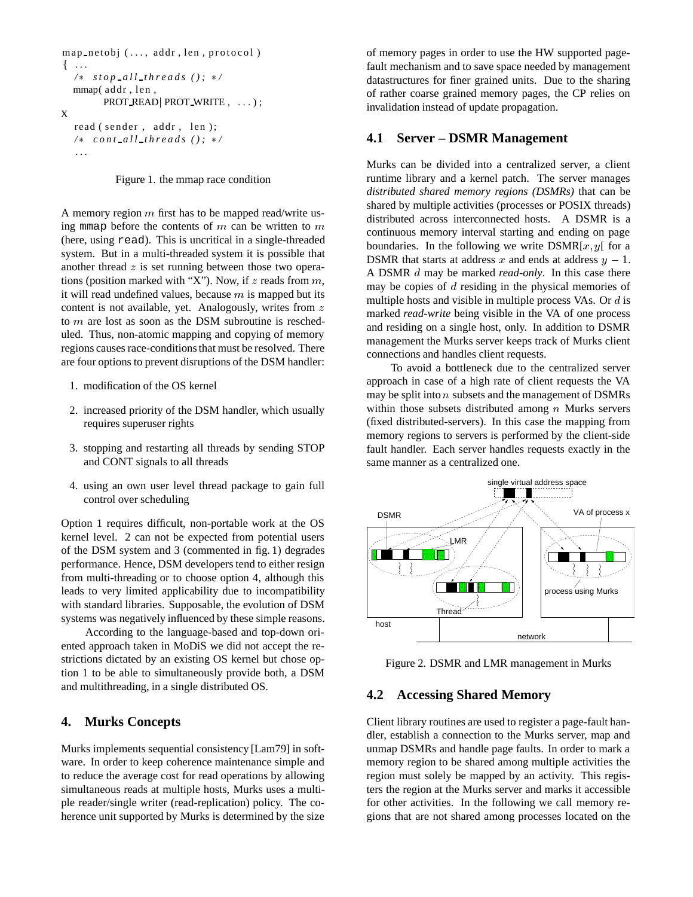```
map_netobj (..., addr, len, protocol)
{ ...
  /* stop_all_threads(); */
  mmap(addr, len,
       PROT_READ| PROT_WRITE, ...);
X
  read(sender, addr, len);
  /* cont_all_threads(); */
  ...
```

Figure 1. the mmap race condition

A memory region $m$ first has to be mapped read/write using mmap before the contents of $m$ can be written to $m$ (here, using read). This is uncritical in a single-threaded system. But in a multi-threaded system it is possible that another thread $z$ is set running between those two operations (position marked with "X"). Now, if $z$ reads from $m$, it will read undefined values, because $m$ is mapped but its content is not available, yet. Analogously, writes from $z$ to $m$ are lost as soon as the DSM subroutine is rescheduled. Thus, non-atomic mapping and copying of memory regions causes race-conditions that must be resolved. There are four options to prevent disruptions of the DSM handler:

1. modification of the OS kernel
2. increased priority of the DSM handler, which usually requires superuser rights
3. stopping and restarting all threads by sending STOP and CONT signals to all threads
4. using an own user level thread package to gain full control over scheduling

Option 1 requires difficult, non-portable work at the OS kernel level. 2 can not be expected from potential users of the DSM system and 3 (commented in fig. 1) degrades performance. Hence, DSM developers tend to either resign from multi-threading or to choose option 4, although this leads to very limited applicability due to incompatibility with standard libraries. Supposable, the evolution of DSM systems was negatively influenced by these simple reasons.

According to the language-based and top-down oriented approach taken in MoDiS we did not accept the restrictions dictated by an existing OS kernel but chose option 1 to be able to simultaneously provide both, a DSM and multithreading, in a single distributed OS.

## 4. Murks Concepts

Murks implements sequential consistency [Lam79] in software. In order to keep coherence maintenance simple and to reduce the average cost for read operations by allowing simultaneous reads at multiple hosts, Murks uses a multiple reader/single writer (read-replication) policy. The coherence unit supported by Murks is determined by the size of memory pages in order to use the HW supported page-fault mechanism and to save space needed by management datastructures for finer grained units. Due to the sharing of rather coarse grained memory pages, the CP relies on invalidation instead of update propagation.

### 4.1 Server – DSMR Management

Murks can be divided into a centralized server, a client runtime library and a kernel patch. The server manages *distributed shared memory regions (DSMRs)* that can be shared by multiple activities (processes or POSIX threads) distributed across interconnected hosts. A DSMR is a continuous memory interval starting and ending on page boundaries. In the following we write DSMR$[x,y[$ for a DSMR that starts at address $x$ and ends at address $y-1$. A DSMR $d$ may be marked *read-only*. In this case there may be copies of $d$ residing in the physical memories of multiple hosts and visible in multiple process VAs. Or $d$ is marked *read-write* being visible in the VA of one process and residing on a single host, only. In addition to DSMR management the Murks server keeps track of Murks client connections and handles client requests.

To avoid a bottleneck due to the centralized server approach in case of a high rate of client requests the VA may be split into $n$ subsets and the management of DSMRs within those subsets distributed among $n$ Murks servers (fixed distributed-servers). In this case the mapping from memory regions to servers is performed by the client-side fault handler. Each server handles requests exactly in the same manner as a centralized one.

Figure 2. DSMR and LMR management in Murks

### 4.2 Accessing Shared Memory

Client library routines are used to register a page-fault handler, establish a connection to the Murks server, map and unmap DSMRs and handle page faults. In order to mark a memory region to be shared among multiple activities the region must solely be mapped by an activity. This registers the region at the Murks server and marks it accessible for other activities. In the following we call memory regions that are not shared among processes located on the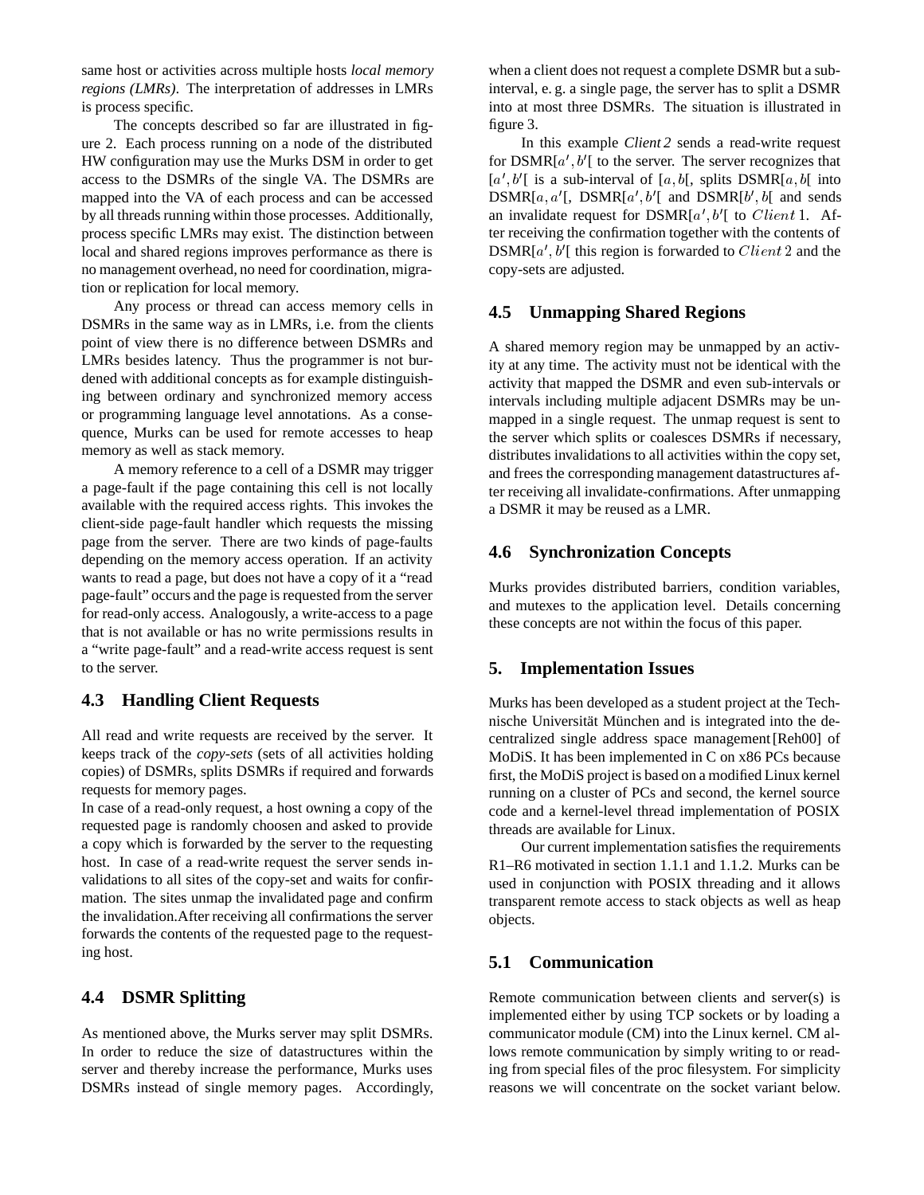same host or activities across multiple hosts *local memory regions (LMRs)*. The interpretation of addresses in LMRs is process specific.

The concepts described so far are illustrated in figure 2. Each process running on a node of the distributed HW configuration may use the Murks DSM in order to get access to the DSMRs of the single VA. The DSMRs are mapped into the VA of each process and can be accessed by all threads running within those processes. Additionally, process specific LMRs may exist. The distinction between local and shared regions improves performance as there is no management overhead, no need for coordination, migration or replication for local memory.

Any process or thread can access memory cells in DSMRs in the same way as in LMRs, i.e. from the clients point of view there is no difference between DSMRs and LMRs besides latency. Thus the programmer is not burdened with additional concepts as for example distinguishing between ordinary and synchronized memory access or programming language level annotations. As a consequence, Murks can be used for remote accesses to heap memory as well as stack memory.

A memory reference to a cell of a DSMR may trigger a page-fault if the page containing this cell is not locally available with the required access rights. This invokes the client-side page-fault handler which requests the missing page from the server. There are two kinds of page-faults depending on the memory access operation. If an activity wants to read a page, but does not have a copy of it a "read page-fault" occurs and the page is requested from the server for read-only access. Analogously, a write-access to a page that is not available or has no write permissions results in a "write page-fault" and a read-write access request is sent to the server.

### 4.3 Handling Client Requests

All read and write requests are received by the server. It keeps track of the *copy-sets* (sets of all activities holding copies) of DSMRs, splits DSMRs if required and forwards requests for memory pages.

In case of a read-only request, a host owning a copy of the requested page is randomly choosen and asked to provide a copy which is forwarded by the server to the requesting host. In case of a read-write request the server sends invalidations to all sites of the copy-set and waits for confirmation. The sites unmap the invalidated page and confirm the invalidation.After receiving all confirmations the server forwards the contents of the requested page to the requesting host.

### 4.4 DSMR Splitting

As mentioned above, the Murks server may split DSMRs. In order to reduce the size of datastructures within the server and thereby increase the performance, Murks uses DSMRs instead of single memory pages. Accordingly, when a client does not request a complete DSMR but a sub-interval, e. g. a single page, the server has to split a DSMR into at most three DSMRs. The situation is illustrated in figure 3.

In this example *Client 2* sends a read-write request for DSMR$[a', b'[$ to the server. The server recognizes that $[a', b'[$ is a sub-interval of $[a, b[$, splits DSMR$[a, b[$ into DSMR$[a, a'[$, DSMR$[a', b'[$ and DSMR$[b', b[$ and sends an invalidate request for DSMR$[a', b'[$ to $Client\,1$. After receiving the confirmation together with the contents of DSMR$[a', b'[$ this region is forwarded to $Client\,2$ and the copy-sets are adjusted.

### 4.5 Unmapping Shared Regions

A shared memory region may be unmapped by an activity at any time. The activity must not be identical with the activity that mapped the DSMR and even sub-intervals or intervals including multiple adjacent DSMRs may be unmapped in a single request. The unmap request is sent to the server which splits or coalesces DSMRs if necessary, distributes invalidations to all activities within the copy set, and frees the corresponding management datastructures after receiving all invalidate-confirmations. After unmapping a DSMR it may be reused as a LMR.

### 4.6 Synchronization Concepts

Murks provides distributed barriers, condition variables, and mutexes to the application level. Details concerning these concepts are not within the focus of this paper.

## 5. Implementation Issues

Murks has been developed as a student project at the Technische Universität München and is integrated into the decentralized single address space management [Reh00] of MoDiS. It has been implemented in C on x86 PCs because first, the MoDiS project is based on a modified Linux kernel running on a cluster of PCs and second, the kernel source code and a kernel-level thread implementation of POSIX threads are available for Linux.

Our current implementation satisfies the requirements R1–R6 motivated in section 1.1.1 and 1.1.2. Murks can be used in conjunction with POSIX threading and it allows transparent remote access to stack objects as well as heap objects.

### 5.1 Communication

Remote communication between clients and server(s) is implemented either by using TCP sockets or by loading a communicator module (CM) into the Linux kernel. CM allows remote communication by simply writing to or reading from special files of the proc filesystem. For simplicity reasons we will concentrate on the socket variant below.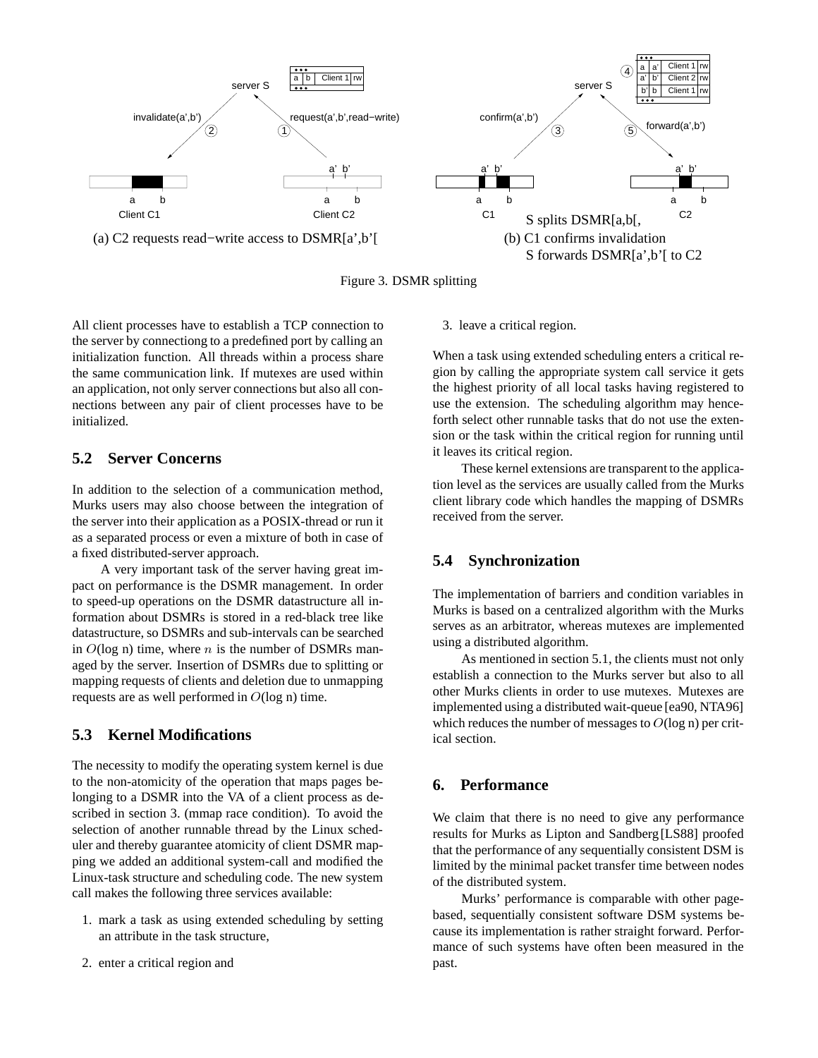(a) C2 requests read−write access to DSMR[a’,b’[

S splits DSMR[a,b[,
(b) C1 confirms invalidation
S forwards DSMR[a’,b’[ to C2

Figure 3. DSMR splitting

All client processes have to establish a TCP connection to the server by connectiong to a predefined port by calling an initialization function. All threads within a process share the same communication link. If mutexes are used within an application, not only server connections but also all connections between any pair of client processes have to be initialized.

## 5.2 Server Concerns

In addition to the selection of a communication method, Murks users may also choose between the integration of the server into their application as a POSIX-thread or run it as a separated process or even a mixture of both in case of a fixed distributed-server approach.

A very important task of the server having great impact on performance is the DSMR management. In order to speed-up operations on the DSMR datastructure all information about DSMRs is stored in a red-black tree like datastructure, so DSMRs and sub-intervals can be searched in $O(\log n)$ time, where $n$ is the number of DSMRs managed by the server. Insertion of DSMRs due to splitting or mapping requests of clients and deletion due to unmapping requests are as well performed in $O(\log n)$ time.

## 5.3 Kernel Modifications

The necessity to modify the operating system kernel is due to the non-atomicity of the operation that maps pages belonging to a DSMR into the VA of a client process as described in section 3. (mmap race condition). To avoid the selection of another runnable thread by the Linux scheduler and thereby guarantee atomicity of client DSMR mapping we added an additional system-call and modified the Linux-task structure and scheduling code. The new system call makes the following three services available:

1. mark a task as using extended scheduling by setting an attribute in the task structure,
2. enter a critical region and
3. leave a critical region.

When a task using extended scheduling enters a critical region by calling the appropriate system call service it gets the highest priority of all local tasks having registered to use the extension. The scheduling algorithm may henceforth select other runnable tasks that do not use the extension or the task within the critical region for running until it leaves its critical region.

These kernel extensions are transparent to the application level as the services are usually called from the Murks client library code which handles the mapping of DSMRs received from the server.

## 5.4 Synchronization

The implementation of barriers and condition variables in Murks is based on a centralized algorithm with the Murks serves as an arbitrator, whereas mutexes are implemented using a distributed algorithm.

As mentioned in section 5.1, the clients must not only establish a connection to the Murks server but also to all other Murks clients in order to use mutexes. Mutexes are implemented using a distributed wait-queue [ea90, NTA96] which reduces the number of messages to $O(\log n)$ per critical section.

# 6. Performance

We claim that there is no need to give any performance results for Murks as Lipton and Sandberg [LS88] proofed that the performance of any sequentially consistent DSM is limited by the minimal packet transfer time between nodes of the distributed system.

Murks’ performance is comparable with other page-based, sequentially consistent software DSM systems because its implementation is rather straight forward. Performance of such systems have often been measured in the past.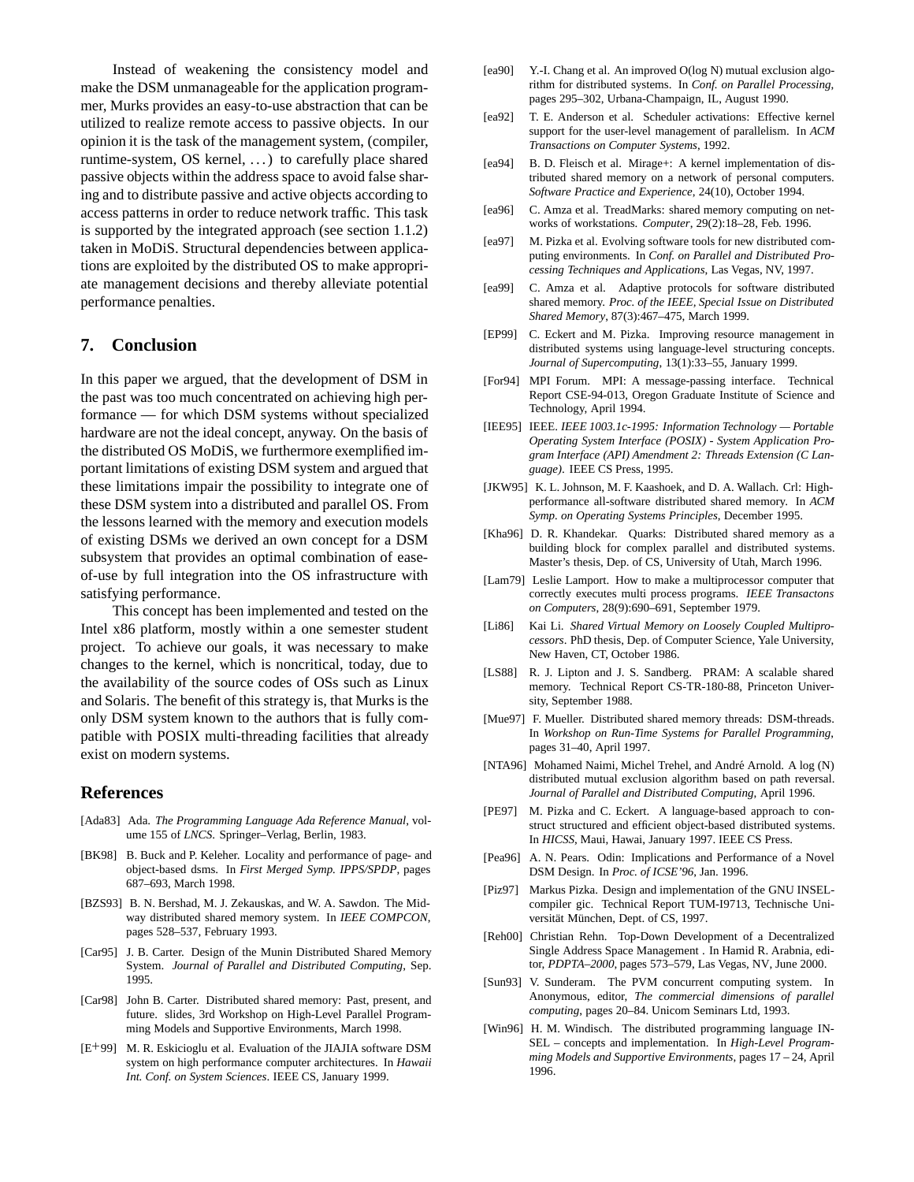Instead of weakening the consistency model and make the DSM unmanageable for the application programmer, Murks provides an easy-to-use abstraction that can be utilized to realize remote access to passive objects. In our opinion it is the task of the management system, (compiler, runtime-system, OS kernel, ...) to carefully place shared passive objects within the address space to avoid false sharing and to distribute passive and active objects according to access patterns in order to reduce network traffic. This task is supported by the integrated approach (see section 1.1.2) taken in MoDiS. Structural dependencies between applications are exploited by the distributed OS to make appropriate management decisions and thereby alleviate potential performance penalties.

## 7. Conclusion

In this paper we argued, that the development of DSM in the past was too much concentrated on achieving high performance — for which DSM systems without specialized hardware are not the ideal concept, anyway. On the basis of the distributed OS MoDiS, we furthermore exemplified important limitations of existing DSM system and argued that these limitations impair the possibility to integrate one of these DSM system into a distributed and parallel OS. From the lessons learned with the memory and execution models of existing DSMs we derived an own concept for a DSM subsystem that provides an optimal combination of ease-of-use by full integration into the OS infrastructure with satisfying performance.

This concept has been implemented and tested on the Intel x86 platform, mostly within a one semester student project. To achieve our goals, it was necessary to make changes to the kernel, which is noncritical, today, due to the availability of the source codes of OSs such as Linux and Solaris. The benefit of this strategy is, that Murks is the only DSM system known to the authors that is fully compatible with POSIX multi-threading facilities that already exist on modern systems.

## References

[Ada83] Ada. *The Programming Language Ada Reference Manual*, volume 155 of *LNCS*. Springer–Verlag, Berlin, 1983.

[BK98] B. Buck and P. Keleher. Locality and performance of page- and object-based dsms. In *First Merged Symp. IPPS/SPDP*, pages 687–693, March 1998.

[BZS93] B. N. Bershad, M. J. Zekauskas, and W. A. Sawdon. The Midway distributed shared memory system. In *IEEE COMPCON*, pages 528–537, February 1993.

[Car95] J. B. Carter. Design of the Munin Distributed Shared Memory System. *Journal of Parallel and Distributed Computing*, Sep. 1995.

[Car98] John B. Carter. Distributed shared memory: Past, present, and future. slides, 3rd Workshop on High-Level Parallel Programming Models and Supportive Environments, March 1998.

[E+99] M. R. Eskicioglu et al. Evaluation of the JIAJIA software DSM system on high performance computer architectures. In *Hawaii Int. Conf. on System Sciences*. IEEE CS, January 1999.

[ea90] Y.-I. Chang et al. An improved O(log N) mutual exclusion algorithm for distributed systems. In *Conf. on Parallel Processing*, pages 295–302, Urbana-Champaign, IL, August 1990.

[ea92] T. E. Anderson et al. Scheduler activations: Effective kernel support for the user-level management of parallelism. In *ACM Transactions on Computer Systems*, 1992.

[ea94] B. D. Fleisch et al. Mirage+: A kernel implementation of distributed shared memory on a network of personal computers. *Software Practice and Experience*, 24(10), October 1994.

[ea96] C. Amza et al. TreadMarks: shared memory computing on networks of workstations. *Computer*, 29(2):18–28, Feb. 1996.

[ea97] M. Pizka et al. Evolving software tools for new distributed computing environments. In *Conf. on Parallel and Distributed Processing Techniques and Applications*, Las Vegas, NV, 1997.

[ea99] C. Amza et al. Adaptive protocols for software distributed shared memory. *Proc. of the IEEE, Special Issue on Distributed Shared Memory*, 87(3):467–475, March 1999.

[EP99] C. Eckert and M. Pizka. Improving resource management in distributed systems using language-level structuring concepts. *Journal of Supercomputing*, 13(1):33–55, January 1999.

[For94] MPI Forum. MPI: A message-passing interface. Technical Report CSE-94-013, Oregon Graduate Institute of Science and Technology, April 1994.

[IEE95] IEEE. *IEEE 1003.1c-1995: Information Technology — Portable Operating System Interface (POSIX) - System Application Program Interface (API) Amendment 2: Threads Extension (C Language)*. IEEE CS Press, 1995.

[JKW95] K. L. Johnson, M. F. Kaashoek, and D. A. Wallach. Crl: High-performance all-software distributed shared memory. In *ACM Symp. on Operating Systems Principles*, December 1995.

[Kha96] D. R. Khandekar. Quarks: Distributed shared memory as a building block for complex parallel and distributed systems. Master's thesis, Dep. of CS, University of Utah, March 1996.

[Lam79] Leslie Lamport. How to make a multiprocessor computer that correctly executes multi process programs. *IEEE Transactons on Computers*, 28(9):690–691, September 1979.

[Li86] Kai Li. *Shared Virtual Memory on Loosely Coupled Multiprocessors*. PhD thesis, Dep. of Computer Science, Yale University, New Haven, CT, October 1986.

[LS88] R. J. Lipton and J. S. Sandberg. PRAM: A scalable shared memory. Technical Report CS-TR-180-88, Princeton University, September 1988.

[Mue97] F. Mueller. Distributed shared memory threads: DSM-threads. In *Workshop on Run-Time Systems for Parallel Programming*, pages 31–40, April 1997.

[NTA96] Mohamed Naimi, Michel Trehel, and André Arnold. A log (N) distributed mutual exclusion algorithm based on path reversal. *Journal of Parallel and Distributed Computing*, April 1996.

[PE97] M. Pizka and C. Eckert. A language-based approach to construct structured and efficient object-based distributed systems. In *HICSS*, Maui, Hawai, January 1997. IEEE CS Press.

[Pea96] A. N. Pears. Odin: Implications and Performance of a Novel DSM Design. In *Proc. of ICSE'96*, Jan. 1996.

[Piz97] Markus Pizka. Design and implementation of the GNU INSEL-compiler gic. Technical Report TUM-I9713, Technische Universität München, Dept. of CS, 1997.

[Reh00] Christian Rehn. Top-Down Development of a Decentralized Single Address Space Management . In Hamid R. Arabnia, editor, *PDPTA–2000*, pages 573–579, Las Vegas, NV, June 2000.

[Sun93] V. Sunderam. The PVM concurrent computing system. In Anonymous, editor, *The commercial dimensions of parallel computing*, pages 20–84. Unicom Seminars Ltd, 1993.

[Win96] H. M. Windisch. The distributed programming language INSEL – concepts and implementation. In *High-Level Programming Models and Supportive Environments*, pages 17 – 24, April 1996.